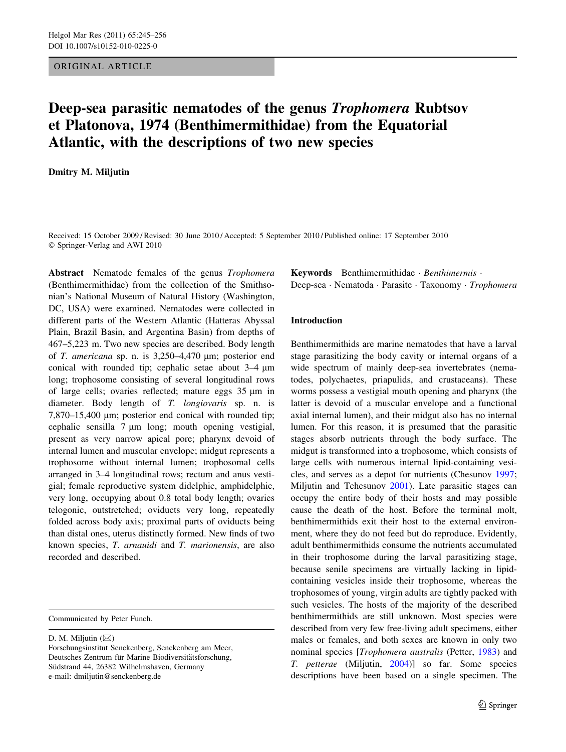ORIGINAL ARTICLE

# Deep-sea parasitic nematodes of the genus *Trophomera* Rubtsov et Platonova, 1974 (Benthimermithidae) from the Equatorial Atlantic, with the descriptions of two new species

**Dmitry M. Miljutin**

Received: 15 October 2009 / Revised: 30 June 2010 / Accepted: 5 September 2010 / Published online: 17 September 2010
© Springer-Verlag and AWI 2010

**Abstract** Nematode females of the genus *Trophomera* (Benthimermithidae) from the collection of the Smithsonian's National Museum of Natural History (Washington, DC, USA) were examined. Nematodes were collected in different parts of the Western Atlantic (Hatteras Abyssal Plain, Brazil Basin, and Argentina Basin) from depths of 467–5,223 m. Two new species are described. Body length of *T. americana* sp. n. is 3,250–4,470 μm; posterior end conical with rounded tip; cephalic setae about 3–4 μm long; trophosome consisting of several longitudinal rows of large cells; ovaries reflected; mature eggs 35 μm in diameter. Body length of *T. longiovaris* sp. n. is 7,870–15,400 μm; posterior end conical with rounded tip; cephalic sensilla 7 μm long; mouth opening vestigial, present as very narrow apical pore; pharynx devoid of internal lumen and muscular envelope; midgut represents a trophosome without internal lumen; trophosomal cells arranged in 3–4 longitudinal rows; rectum and anus vestigial; female reproductive system didelphic, amphidelphic, very long, occupying about 0.8 total body length; ovaries telogonic, outstretched; oviducts very long, repeatedly folded across body axis; proximal parts of oviducts being than distal ones, uterus distinctly formed. New finds of two known species, *T. arnauidi* and *T. marionensis*, are also recorded and described.

**Keywords** Benthimermithidae · *Benthimermis* · Deep-sea · Nematoda · Parasite · Taxonomy · *Trophomera*

Communicated by Peter Funch.

D. M. Miljutin (✉)
Forschungsinstitut Senckenberg, Senckenberg am Meer, Deutsches Zentrum für Marine Biodiversitätsforschung, Südstrand 44, 26382 Wilhelmshaven, Germany
e-mail: dmiljutin@senckenberg.de

## Introduction

Benthimermithids are marine nematodes that have a larval stage parasitizing the body cavity or internal organs of a wide spectrum of mainly deep-sea invertebrates (nematodes, polychaetes, priapulids, and crustaceans). These worms possess a vestigial mouth opening and pharynx (the latter is devoid of a muscular envelope and a functional axial internal lumen), and their midgut also has no internal lumen. For this reason, it is presumed that the parasitic stages absorb nutrients through the body surface. The midgut is transformed into a trophosome, which consists of large cells with numerous internal lipid-containing vesicles, and serves as a depot for nutrients (Chesunov 1997; Miljutin and Tchesunov 2001). Late parasitic stages can occupy the entire body of their hosts and may possible cause the death of the host. Before the terminal molt, benthimermithids exit their host to the external environment, where they do not feed but do reproduce. Evidently, adult benthimermithids consume the nutrients accumulated in their trophosome during the larval parasitizing stage, because senile specimens are virtually lacking in lipid-containing vesicles inside their trophosome, whereas the trophosomes of young, virgin adults are tightly packed with such vesicles. The hosts of the majority of the described benthimermithids are still unknown. Most species were described from very few free-living adult specimens, either males or females, and both sexes are known in only two nominal species [*Trophomera australis* (Petter, 1983) and *T. petterae* (Miljutin, 2004)] so far. Some species descriptions have been based on a single specimen. The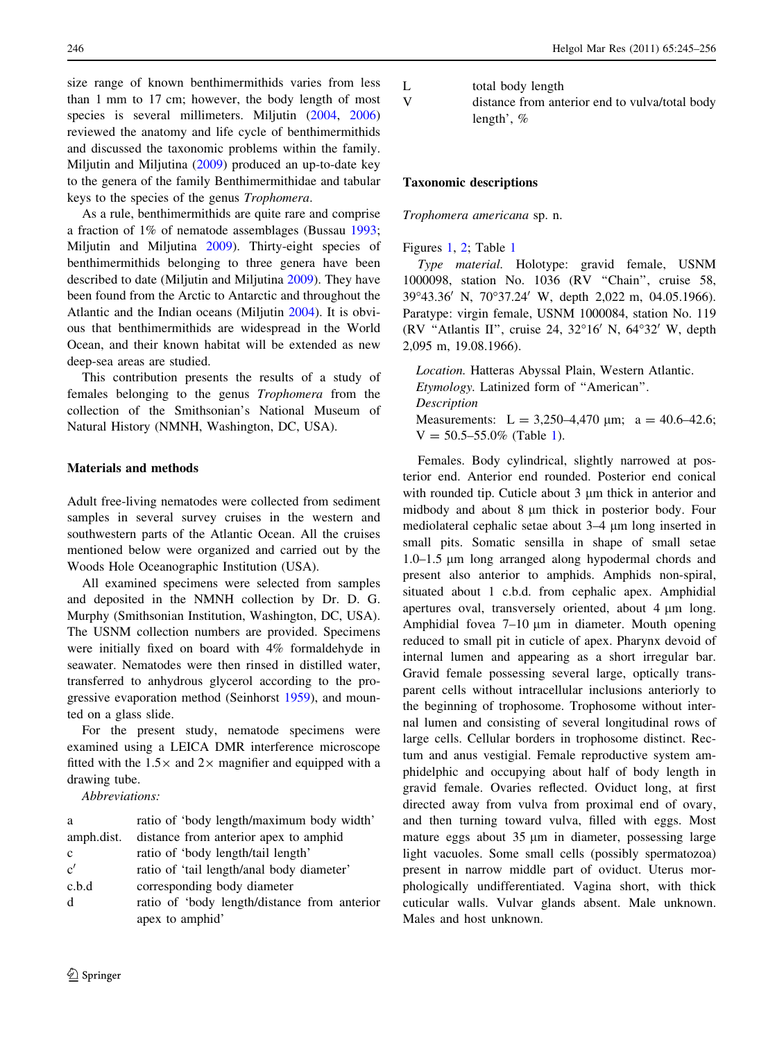size range of known benthimermithids varies from less than 1 mm to 17 cm; however, the body length of most species is several millimeters. Miljutin (2004, 2006) reviewed the anatomy and life cycle of benthimermithids and discussed the taxonomic problems within the family. Miljutin and Miljutina (2009) produced an up-to-date key to the genera of the family Benthimermithidae and tabular keys to the species of the genus *Trophomera*.

As a rule, benthimermithids are quite rare and comprise a fraction of 1% of nematode assemblages (Bussau 1993; Miljutin and Miljutina 2009). Thirty-eight species of benthimermithids belonging to three genera have been described to date (Miljutin and Miljutina 2009). They have been found from the Arctic to Antarctic and throughout the Atlantic and the Indian oceans (Miljutin 2004). It is obvious that benthimermithids are widespread in the World Ocean, and their known habitat will be extended as new deep-sea areas are studied.

This contribution presents the results of a study of females belonging to the genus *Trophomera* from the collection of the Smithsonian's National Museum of Natural History (NMNH, Washington, DC, USA).

## Materials and methods

Adult free-living nematodes were collected from sediment samples in several survey cruises in the western and southwestern parts of the Atlantic Ocean. All the cruises mentioned below were organized and carried out by the Woods Hole Oceanographic Institution (USA).

All examined specimens were selected from samples and deposited in the NMNH collection by Dr. D. G. Murphy (Smithsonian Institution, Washington, DC, USA). The USNM collection numbers are provided. Specimens were initially fixed on board with 4% formaldehyde in seawater. Nematodes were then rinsed in distilled water, transferred to anhydrous glycerol according to the progressive evaporation method (Seinhorst 1959), and mounted on a glass slide.

For the present study, nematode specimens were examined using a LEICA DMR interference microscope fitted with the 1.5× and 2× magnifier and equipped with a drawing tube.

*Abbreviations:*

| | |
|---|---|
| a | ratio of 'body length/maximum body width' |
| amph.dist. | distance from anterior apex to amphid |
| c | ratio of 'body length/tail length' |
| c′ | ratio of 'tail length/anal body diameter' |
| c.b.d | corresponding body diameter |
| d | ratio of 'body length/distance from anterior apex to amphid' |
| L | total body length |
| V | distance from anterior end to vulva/total body length', % |

## Taxonomic descriptions

*Trophomera americana* sp. n.

Figures 1, 2; Table 1

*Type material.* Holotype: gravid female, USNM 1000098, station No. 1036 (RV "Chain", cruise 58, 39°43.36′ N, 70°37.24′ W, depth 2,022 m, 04.05.1966). Paratype: virgin female, USNM 1000084, station No. 119 (RV "Atlantis II", cruise 24, 32°16′ N, 64°32′ W, depth 2,095 m, 19.08.1966).

*Location.* Hatteras Abyssal Plain, Western Atlantic.

*Etymology.* Latinized form of "American".

*Description*

Measurements: L = 3,250–4,470 μm; a = 40.6–42.6; V = 50.5–55.0% (Table 1).

Females. Body cylindrical, slightly narrowed at posterior end. Anterior end rounded. Posterior end conical with rounded tip. Cuticle about 3 μm thick in anterior and midbody and about 8 μm thick in posterior body. Four mediolateral cephalic setae about 3–4 μm long inserted in small pits. Somatic sensilla in shape of small setae 1.0–1.5 μm long arranged along hypodermal chords and present also anterior to amphids. Amphids non-spiral, situated about 1 c.b.d. from cephalic apex. Amphidial apertures oval, transversely oriented, about 4 μm long. Amphidial fovea 7–10 μm in diameter. Mouth opening reduced to small pit in cuticle of apex. Pharynx devoid of internal lumen and appearing as a short irregular bar. Gravid female possessing several large, optically transparent cells without intracellular inclusions anteriorly to the beginning of trophosome. Trophosome without internal lumen and consisting of several longitudinal rows of large cells. Cellular borders in trophosome distinct. Rectum and anus vestigial. Female reproductive system amphidelphic and occupying about half of body length in gravid female. Ovaries reflected. Oviduct long, at first directed away from vulva from proximal end of ovary, and then turning toward vulva, filled with eggs. Most mature eggs about 35 μm in diameter, possessing large light vacuoles. Some small cells (possibly spermatozoa) present in narrow middle part of oviduct. Uterus morphologically undifferentiated. Vagina short, with thick cuticular walls. Vulvar glands absent. Male unknown. Males and host unknown.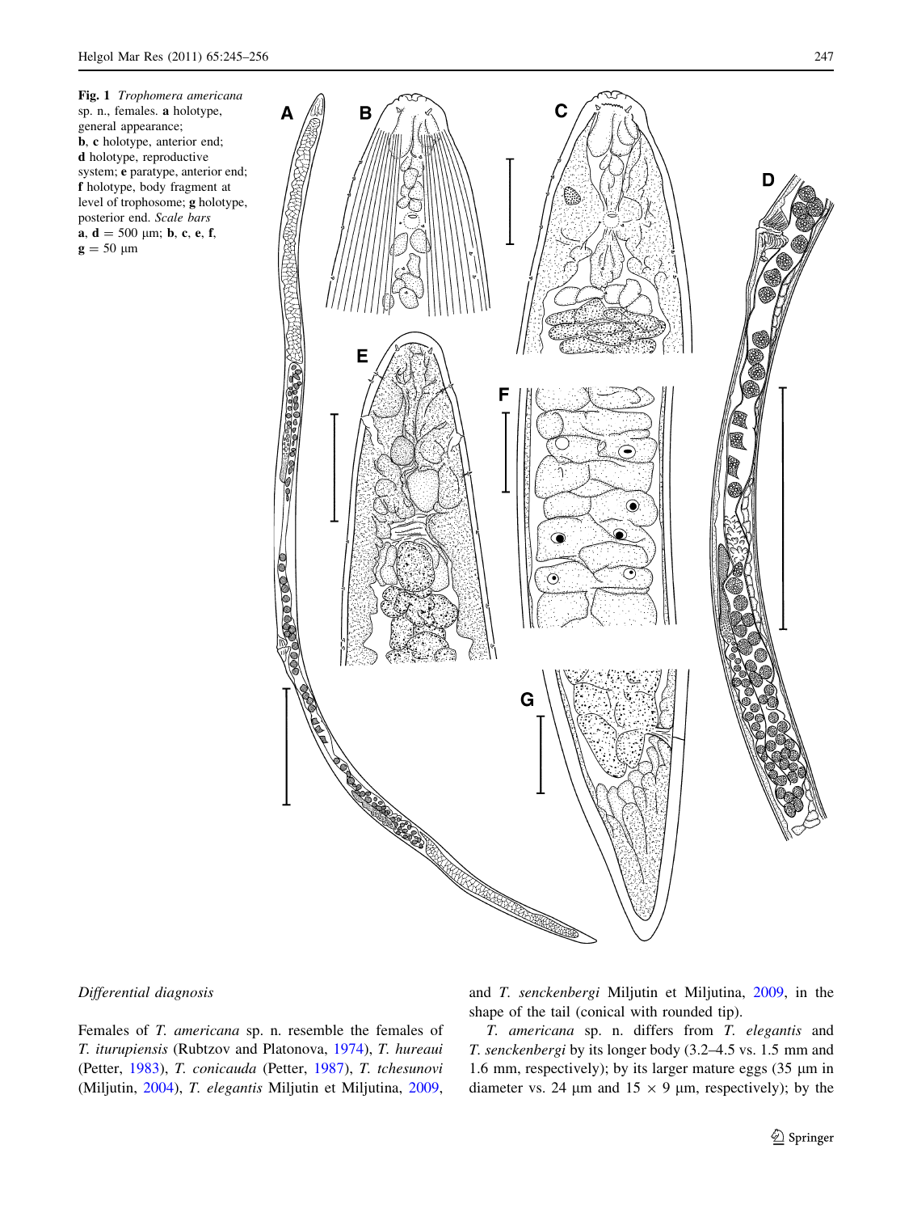**Fig. 1** *Trophomera americana* sp. n., females. **a** holotype, general appearance; **b**, **c** holotype, anterior end; **d** holotype, reproductive system; **e** paratype, anterior end; **f** holotype, body fragment at level of trophosome; **g** holotype, posterior end. *Scale bars* **a**, **d** = 500 μm; **b**, **c**, **e**, **f**, **g** = 50 μm

*Differential diagnosis*

Females of *T. americana* sp. n. resemble the females of *T. iturupiensis* (Rubtzov and Platonova, 1974), *T. hureaui* (Petter, 1983), *T. conicauda* (Petter, 1987), *T. tchesunovi* (Miljutin, 2004), *T. elegantis* Miljutin et Miljutina, 2009, and *T. senckenbergi* Miljutin et Miljutina, 2009, in the shape of the tail (conical with rounded tip).

*T. americana* sp. n. differs from *T. elegantis* and *T. senckenbergi* by its longer body (3.2–4.5 vs. 1.5 mm and 1.6 mm, respectively); by its larger mature eggs (35 μm in diameter vs. 24 μm and 15 × 9 μm, respectively); by the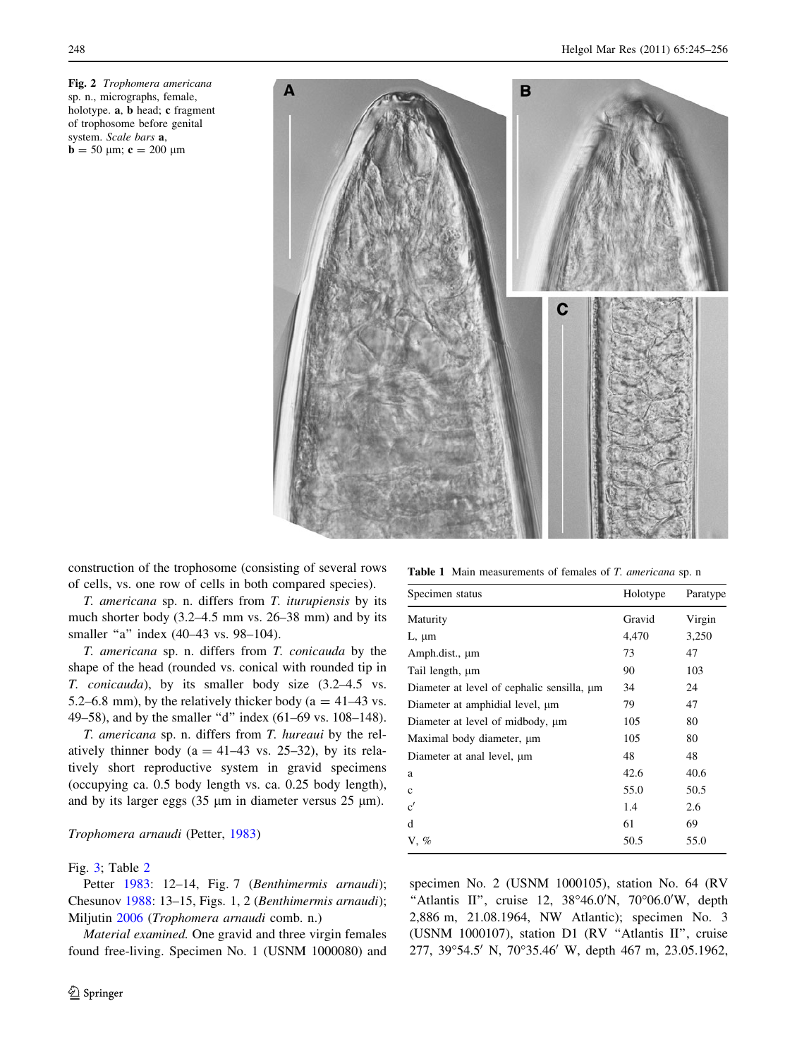**Fig. 2** *Trophomera americana* sp. n., micrographs, female, holotype. **a**, **b** head; **c** fragment of trophosome before genital system. *Scale bars* **a**, **b** = 50 µm; **c** = 200 µm

construction of the trophosome (consisting of several rows of cells, vs. one row of cells in both compared species).

*T. americana* sp. n. differs from *T. iturupiensis* by its much shorter body (3.2–4.5 mm vs. 26–38 mm) and by its smaller "a" index (40–43 vs. 98–104).

*T. americana* sp. n. differs from *T. conicauda* by the shape of the head (rounded vs. conical with rounded tip in *T. conicauda*), by its smaller body size (3.2–4.5 vs. 5.2–6.8 mm), by the relatively thicker body (a = 41–43 vs. 49–58), and by the smaller "d" index (61–69 vs. 108–148).

*T. americana* sp. n. differs from *T. hureaui* by the relatively thinner body (a = 41–43 vs. 25–32), by its relatively short reproductive system in gravid specimens (occupying ca. 0.5 body length vs. ca. 0.25 body length), and by its larger eggs (35 µm in diameter versus 25 µm).

**Table 1** Main measurements of females of *T. americana* sp. n

| Specimen status | Holotype | Paratype |
|---|---|---|
| Maturity | Gravid | Virgin |
| L, µm | 4,470 | 3,250 |
| Amph.dist., µm | 73 | 47 |
| Tail length, µm | 90 | 103 |
| Diameter at level of cephalic sensilla, µm | 34 | 24 |
| Diameter at amphidial level, µm | 79 | 47 |
| Diameter at level of midbody, µm | 105 | 80 |
| Maximal body diameter, µm | 105 | 80 |
| Diameter at anal level, µm | 48 | 48 |
| a | 42.6 | 40.6 |
| c | 55.0 | 50.5 |
| c′ | 1.4 | 2.6 |
| d | 61 | 69 |
| V, % | 50.5 | 55.0 |

*Trophomera arnaudi* (Petter, 1983)

Fig. 3; Table 2

Petter 1983: 12–14, Fig. 7 (*Benthimermis arnaudi*); Chesunov 1988: 13–15, Figs. 1, 2 (*Benthimermis arnaudi*); Miljutin 2006 (*Trophomera arnaudi* comb. n.)

*Material examined.* One gravid and three virgin females found free-living. Specimen No. 1 (USNM 1000080) and specimen No. 2 (USNM 1000105), station No. 64 (RV "Atlantis II", cruise 12, 38°46.0′N, 70°06.0′W, depth 2,886 m, 21.08.1964, NW Atlantic); specimen No. 3 (USNM 1000107), station D1 (RV "Atlantis II", cruise 277, 39°54.5′ N, 70°35.46′ W, depth 467 m, 23.05.1962,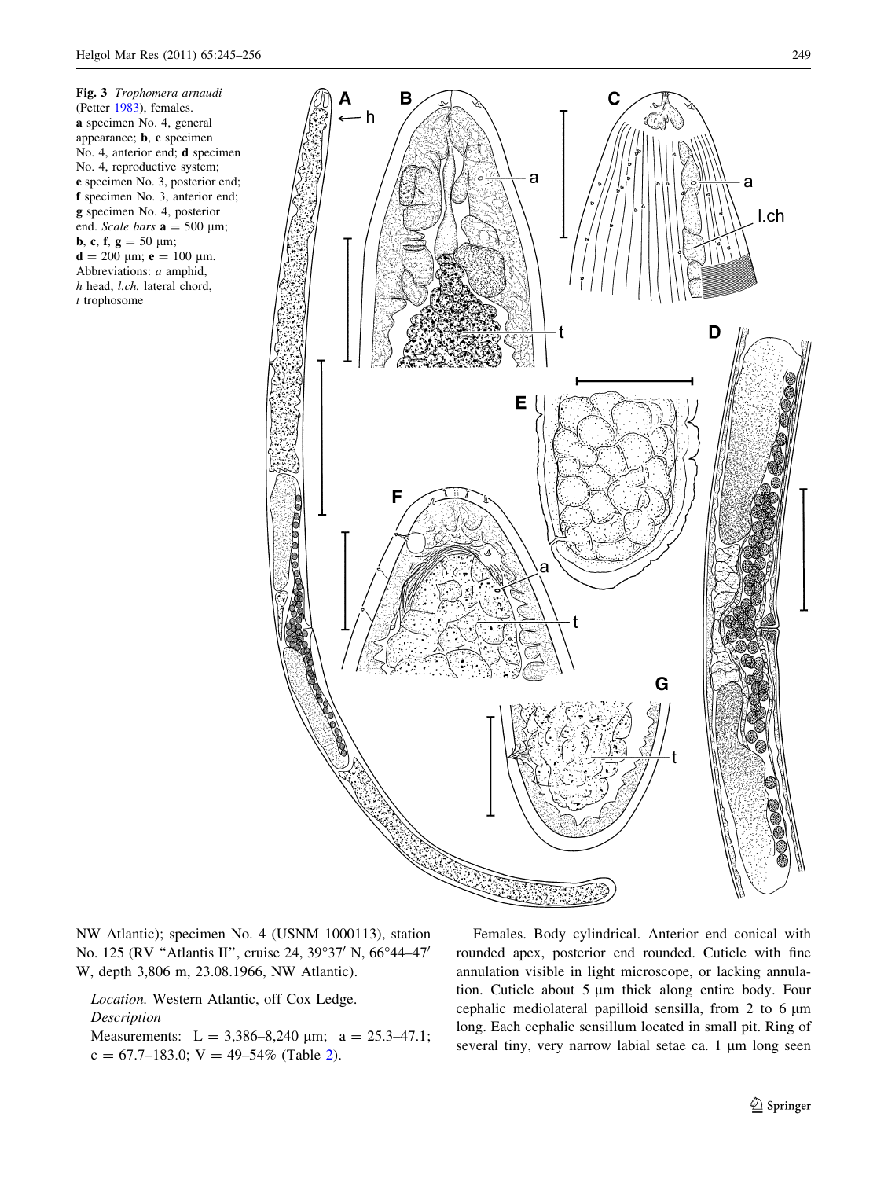Fig. 3 *Trophomera arnaudi* (Petter 1983), females. **a** specimen No. 4, general appearance; **b**, **c** specimen No. 4, anterior end; **d** specimen No. 4, reproductive system; **e** specimen No. 3, posterior end; **f** specimen No. 3, anterior end; **g** specimen No. 4, posterior end. *Scale bars* **a** = 500 μm; **b**, **c**, **f**, **g** = 50 μm; **d** = 200 μm; **e** = 100 μm. Abbreviations: *a* amphid, *h* head, *l.ch.* lateral chord, *t* trophosome

NW Atlantic); specimen No. 4 (USNM 1000113), station No. 125 (RV "Atlantis II", cruise 24, 39°37′ N, 66°44–47′ W, depth 3,806 m, 23.08.1966, NW Atlantic).

*Location.* Western Atlantic, off Cox Ledge.

*Description*

Measurements: L = 3,386–8,240 μm; a = 25.3–47.1; c = 67.7–183.0; V = 49–54% (Table 2).

Females. Body cylindrical. Anterior end conical with rounded apex, posterior end rounded. Cuticle with fine annulation visible in light microscope, or lacking annulation. Cuticle about 5 μm thick along entire body. Four cephalic mediolateral papilloid sensilla, from 2 to 6 μm long. Each cephalic sensillum located in small pit. Ring of several tiny, very narrow labial setae ca. 1 μm long seen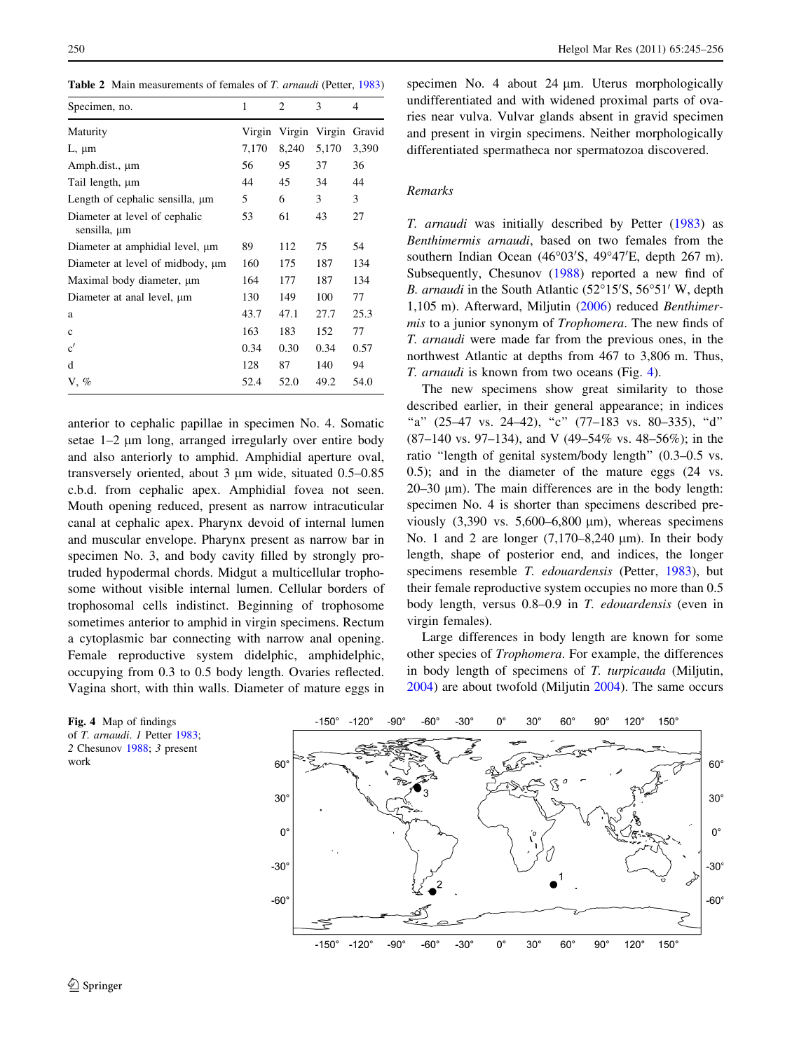**Table 2** Main measurements of females of *T. arnaudi* (Petter, 1983)

| Specimen, no. | 1 | 2 | 3 | 4 |
|---|---|---|---|---|
| Maturity | Virgin | Virgin | Virgin | Gravid |
| L, µm | 7,170 | 8,240 | 5,170 | 3,390 |
| Amph.dist., µm | 56 | 95 | 37 | 36 |
| Tail length, µm | 44 | 45 | 34 | 44 |
| Length of cephalic sensilla, µm | 5 | 6 | 3 | 3 |
| Diameter at level of cephalic sensilla, µm | 53 | 61 | 43 | 27 |
| Diameter at amphidial level, µm | 89 | 112 | 75 | 54 |
| Diameter at level of midbody, µm | 160 | 175 | 187 | 134 |
| Maximal body diameter, µm | 164 | 177 | 187 | 134 |
| Diameter at anal level, µm | 130 | 149 | 100 | 77 |
| a | 43.7 | 47.1 | 27.7 | 25.3 |
| c | 163 | 183 | 152 | 77 |
| c′ | 0.34 | 0.30 | 0.34 | 0.57 |
| d | 128 | 87 | 140 | 94 |
| V, % | 52.4 | 52.0 | 49.2 | 54.0 |

anterior to cephalic papillae in specimen No. 4. Somatic setae 1–2 µm long, arranged irregularly over entire body and also anteriorly to amphid. Amphidial aperture oval, transversely oriented, about 3 µm wide, situated 0.5–0.85 c.b.d. from cephalic apex. Amphidial fovea not seen. Mouth opening reduced, present as narrow intracuticular canal at cephalic apex. Pharynx devoid of internal lumen and muscular envelope. Pharynx present as narrow bar in specimen No. 3, and body cavity filled by strongly protruded hypodermal chords. Midgut a multicellular trophosome without visible internal lumen. Cellular borders of trophosomal cells indistinct. Beginning of trophosome sometimes anterior to amphid in virgin specimens. Rectum a cytoplasmic bar connecting with narrow anal opening. Female reproductive system didelphic, amphidelphic, occupying from 0.3 to 0.5 body length. Ovaries reflected. Vagina short, with thin walls. Diameter of mature eggs in specimen No. 4 about 24 µm. Uterus morphologically undifferentiated and with widened proximal parts of ovaries near vulva. Vulvar glands absent in gravid specimen and present in virgin specimens. Neither morphologically differentiated spermatheca nor spermatozoa discovered.

*Remarks*

*T. arnaudi* was initially described by Petter (1983) as *Benthimermis arnaudi*, based on two females from the southern Indian Ocean (46°03′S, 49°47′E, depth 267 m). Subsequently, Chesunov (1988) reported a new find of *B. arnaudi* in the South Atlantic (52°15′S, 56°51′ W, depth 1,105 m). Afterward, Miljutin (2006) reduced *Benthimermis* to a junior synonym of *Trophomera*. The new finds of *T. arnaudi* were made far from the previous ones, in the northwest Atlantic at depths from 467 to 3,806 m. Thus, *T. arnaudi* is known from two oceans (Fig. 4).

The new specimens show great similarity to those described earlier, in their general appearance; in indices "a" (25–47 vs. 24–42), "c" (77–183 vs. 80–335), "d" (87–140 vs. 97–134), and V (49–54% vs. 48–56%); in the ratio "length of genital system/body length" (0.3–0.5 vs. 0.5); and in the diameter of the mature eggs (24 vs. 20–30 µm). The main differences are in the body length: specimen No. 4 is shorter than specimens described previously (3,390 vs. 5,600–6,800 µm), whereas specimens No. 1 and 2 are longer (7,170–8,240 µm). In their body length, shape of posterior end, and indices, the longer specimens resemble *T. edouardensis* (Petter, 1983), but their female reproductive system occupies no more than 0.5 body length, versus 0.8–0.9 in *T. edouardensis* (even in virgin females).

Large differences in body length are known for some other species of *Trophomera*. For example, the differences in body length of specimens of *T. turpicauda* (Miljutin, 2004) are about twofold (Miljutin 2004). The same occurs

**Fig. 4** Map of findings of *T. arnaudi*. *1* Petter 1983; *2* Chesunov 1988; *3* present work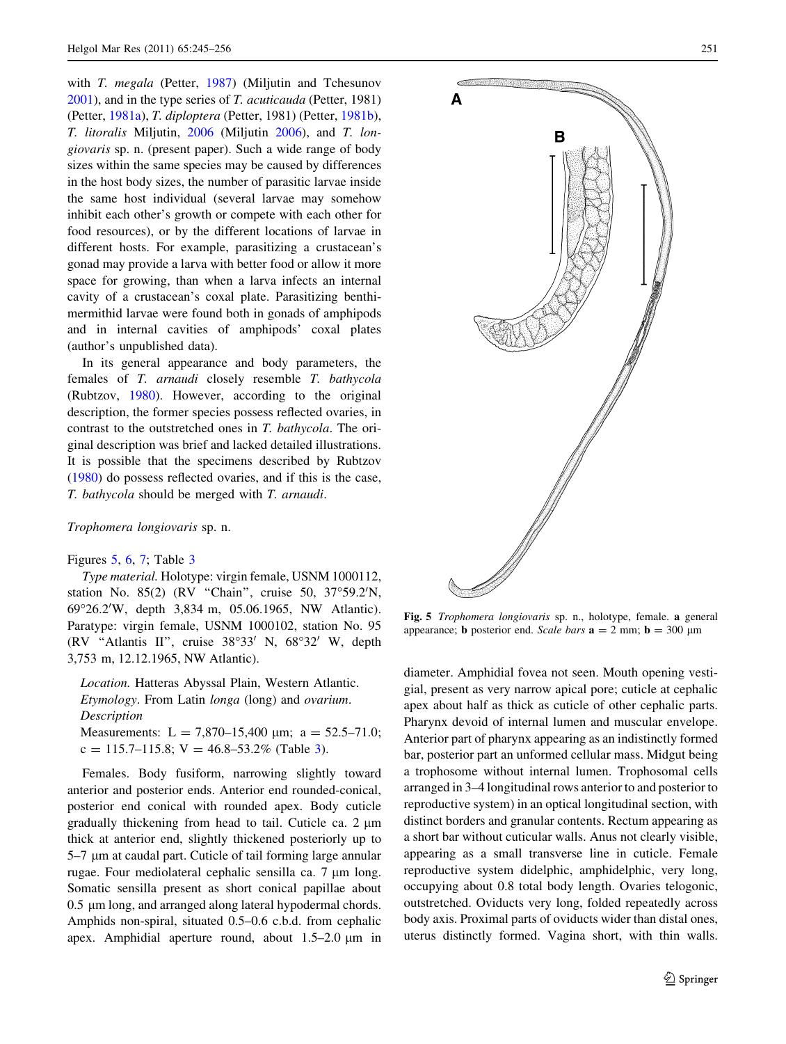with *T. megala* (Petter, 1987) (Miljutin and Tchesunov 2001), and in the type series of *T. acuticauda* (Petter, 1981) (Petter, 1981a), *T. diploptera* (Petter, 1981) (Petter, 1981b), *T. litoralis* Miljutin, 2006 (Miljutin 2006), and *T. longiovaris* sp. n. (present paper). Such a wide range of body sizes within the same species may be caused by differences in the host body sizes, the number of parasitic larvae inside the same host individual (several larvae may somehow inhibit each other's growth or compete with each other for food resources), or by the different locations of larvae in different hosts. For example, parasitizing a crustacean's gonad may provide a larva with better food or allow it more space for growing, than when a larva infects an internal cavity of a crustacean's coxal plate. Parasitizing benthimermithid larvae were found both in gonads of amphipods and in internal cavities of amphipods' coxal plates (author's unpublished data).

In its general appearance and body parameters, the females of *T. arnaudi* closely resemble *T. bathycola* (Rubtzov, 1980). However, according to the original description, the former species possess reflected ovaries, in contrast to the outstretched ones in *T. bathycola*. The original description was brief and lacked detailed illustrations. It is possible that the specimens described by Rubtzov (1980) do possess reflected ovaries, and if this is the case, *T. bathycola* should be merged with *T. arnaudi*.

*Trophomera longiovaris* sp. n.

Figures 5, 6, 7; Table 3

*Type material.* Holotype: virgin female, USNM 1000112, station No. 85(2) (RV "Chain", cruise 50, 37°59.2′N, 69°26.2′W, depth 3,834 m, 05.06.1965, NW Atlantic). Paratype: virgin female, USNM 1000102, station No. 95 (RV "Atlantis II", cruise 38°33′ N, 68°32′ W, depth 3,753 m, 12.12.1965, NW Atlantic).

*Location.* Hatteras Abyssal Plain, Western Atlantic.

*Etymology*. From Latin *longa* (long) and *ovarium*.

*Description*

Measurements: L = 7,870–15,400 μm; a = 52.5–71.0; c = 115.7–115.8; V = 46.8–53.2% (Table 3).

Females. Body fusiform, narrowing slightly toward anterior and posterior ends. Anterior end rounded-conical, posterior end conical with rounded apex. Body cuticle gradually thickening from head to tail. Cuticle ca. 2 μm thick at anterior end, slightly thickened posteriorly up to 5–7 μm at caudal part. Cuticle of tail forming large annular rugae. Four mediolateral cephalic sensilla ca. 7 μm long. Somatic sensilla present as short conical papillae about 0.5 μm long, and arranged along lateral hypodermal chords. Amphids non-spiral, situated 0.5–0.6 c.b.d. from cephalic apex. Amphidial aperture round, about 1.5–2.0 μm in diameter. Amphidial fovea not seen. Mouth opening vestigial, present as very narrow apical pore; cuticle at cephalic apex about half as thick as cuticle of other cephalic parts. Pharynx devoid of internal lumen and muscular envelope. Anterior part of pharynx appearing as an indistinctly formed bar, posterior part an unformed cellular mass. Midgut being a trophosome without internal lumen. Trophosomal cells arranged in 3–4 longitudinal rows anterior to and posterior to reproductive system) in an optical longitudinal section, with distinct borders and granular contents. Rectum appearing as a short bar without cuticular walls. Anus not clearly visible, appearing as a small transverse line in cuticle. Female reproductive system didelphic, amphidelphic, very long, occupying about 0.8 total body length. Ovaries telogonic, outstretched. Oviducts very long, folded repeatedly across body axis. Proximal parts of oviducts wider than distal ones, uterus distinctly formed. Vagina short, with thin walls.

**Fig. 5** *Trophomera longiovaris* sp. n., holotype, female. **a** general appearance; **b** posterior end. *Scale bars* **a** = 2 mm; **b** = 300 μm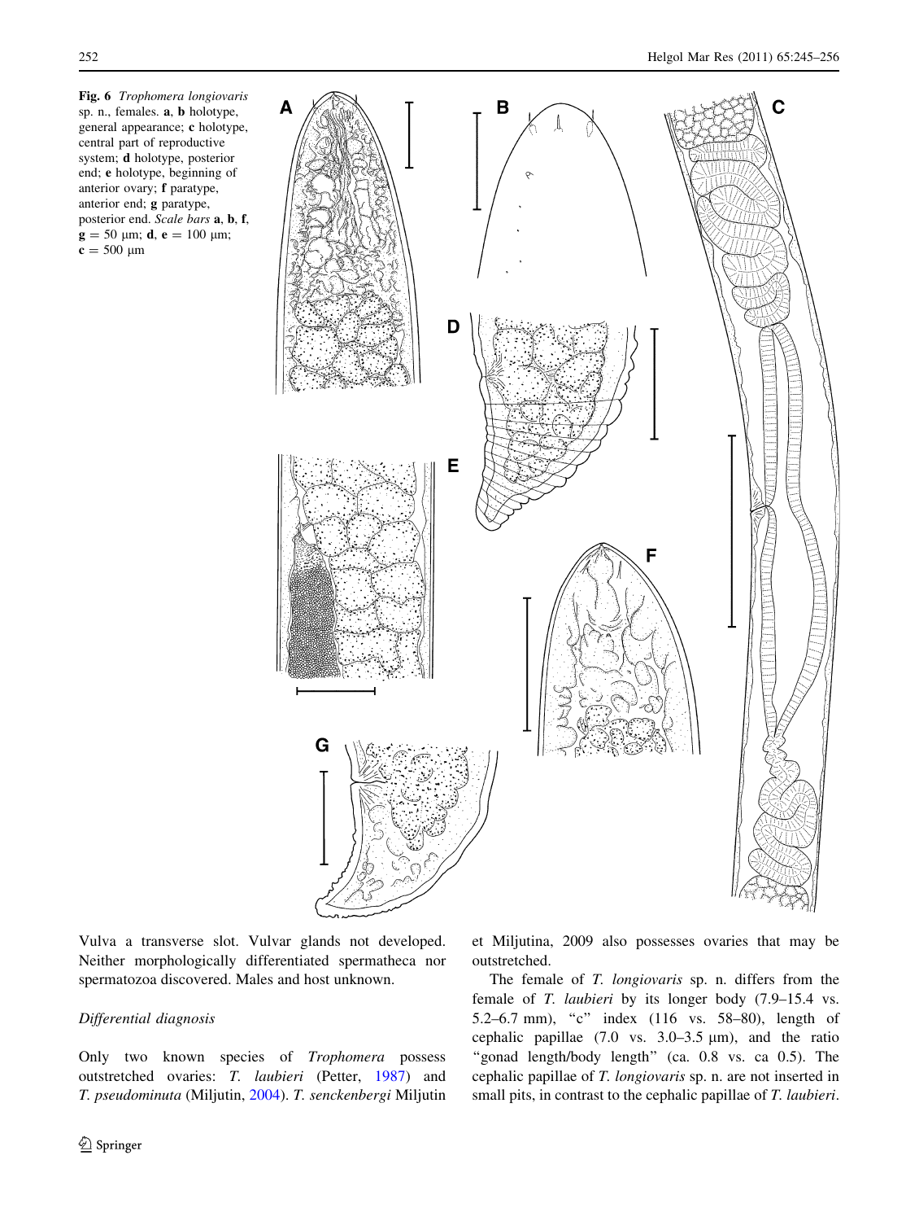Fig. 6 *Trophomera longiovaris* sp. n., females. **a**, **b** holotype, general appearance; **c** holotype, central part of reproductive system; **d** holotype, posterior end; **e** holotype, beginning of anterior ovary; **f** paratype, anterior end; **g** paratype, posterior end. *Scale bars* **a**, **b**, **f**, **g** = 50 μm; **d**, **e** = 100 μm; **c** = 500 μm

Vulva a transverse slot. Vulvar glands not developed. Neither morphologically differentiated spermatheca nor spermatozoa discovered. Males and host unknown.

*Differential diagnosis*

Only two known species of *Trophomera* possess outstretched ovaries: *T. laubieri* (Petter, 1987) and *T. pseudominuta* (Miljutin, 2004). *T. senckenbergi* Miljutin et Miljutina, 2009 also possesses ovaries that may be outstretched.

The female of *T. longiovaris* sp. n. differs from the female of *T. laubieri* by its longer body (7.9–15.4 vs. 5.2–6.7 mm), "c" index (116 vs. 58–80), length of cephalic papillae (7.0 vs. 3.0–3.5 μm), and the ratio "gonad length/body length" (ca. 0.8 vs. ca 0.5). The cephalic papillae of *T. longiovaris* sp. n. are not inserted in small pits, in contrast to the cephalic papillae of *T. laubieri*.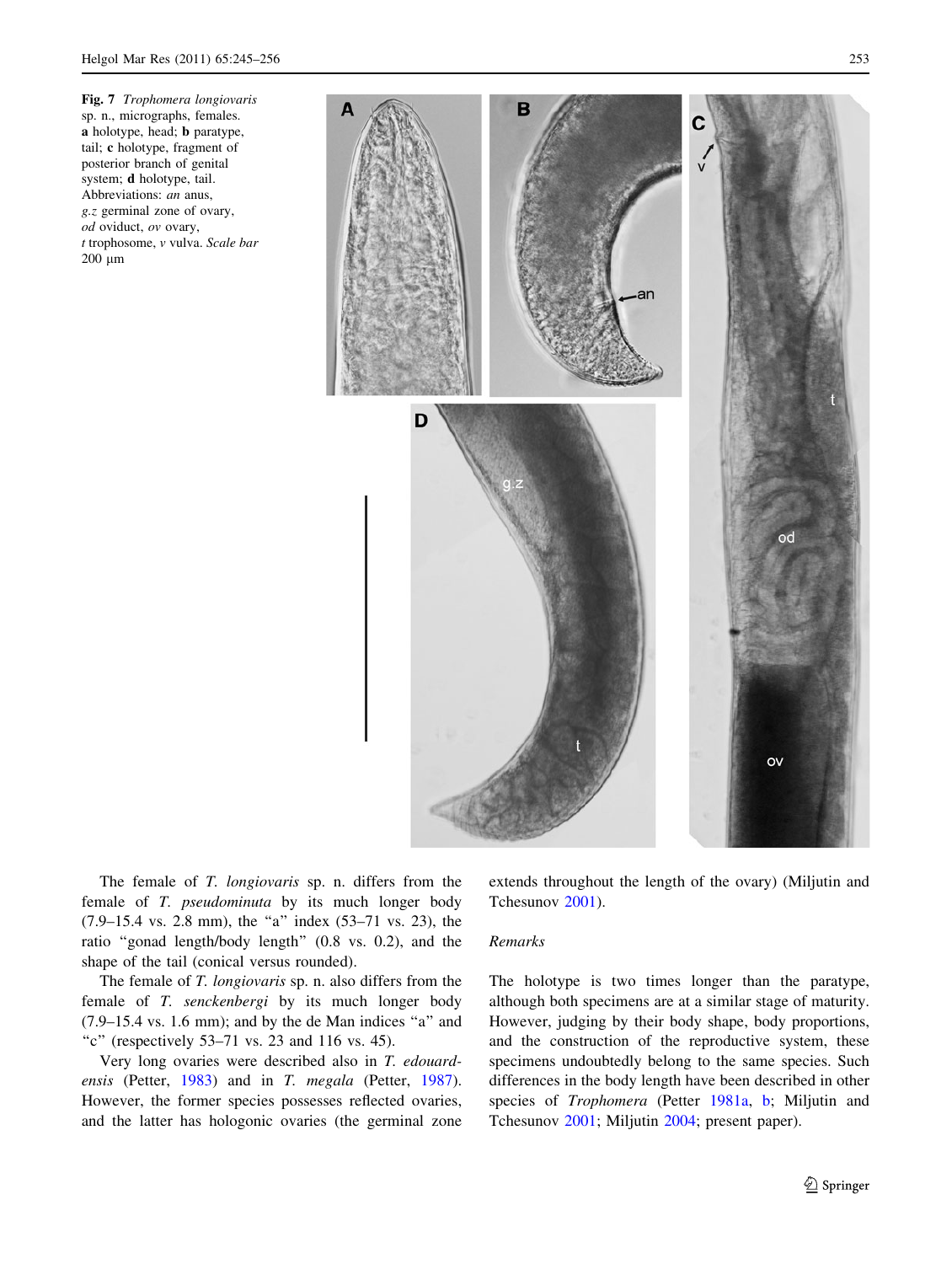**Fig. 7** *Trophomera longiovaris* sp. n., micrographs, females. **a** holotype, head; **b** paratype, tail; **c** holotype, fragment of posterior branch of genital system; **d** holotype, tail. Abbreviations: *an* anus, *g.z* germinal zone of ovary, *od* oviduct, *ov* ovary, *t* trophosome, *v* vulva. *Scale bar* 200 μm

The female of *T. longiovaris* sp. n. differs from the female of *T. pseudominuta* by its much longer body (7.9–15.4 vs. 2.8 mm), the "a" index (53–71 vs. 23), the ratio "gonad length/body length" (0.8 vs. 0.2), and the shape of the tail (conical versus rounded).

The female of *T. longiovaris* sp. n. also differs from the female of *T. senckenbergi* by its much longer body (7.9–15.4 vs. 1.6 mm); and by the de Man indices "a" and "c" (respectively 53–71 vs. 23 and 116 vs. 45).

Very long ovaries were described also in *T. edouardensis* (Petter, 1983) and in *T. megala* (Petter, 1987). However, the former species possesses reflected ovaries, and the latter has hologonic ovaries (the germinal zone extends throughout the length of the ovary) (Miljutin and Tchesunov 2001).

*Remarks*

The holotype is two times longer than the paratype, although both specimens are at a similar stage of maturity. However, judging by their body shape, body proportions, and the construction of the reproductive system, these specimens undoubtedly belong to the same species. Such differences in the body length have been described in other species of *Trophomera* (Petter 1981a, b; Miljutin and Tchesunov 2001; Miljutin 2004; present paper).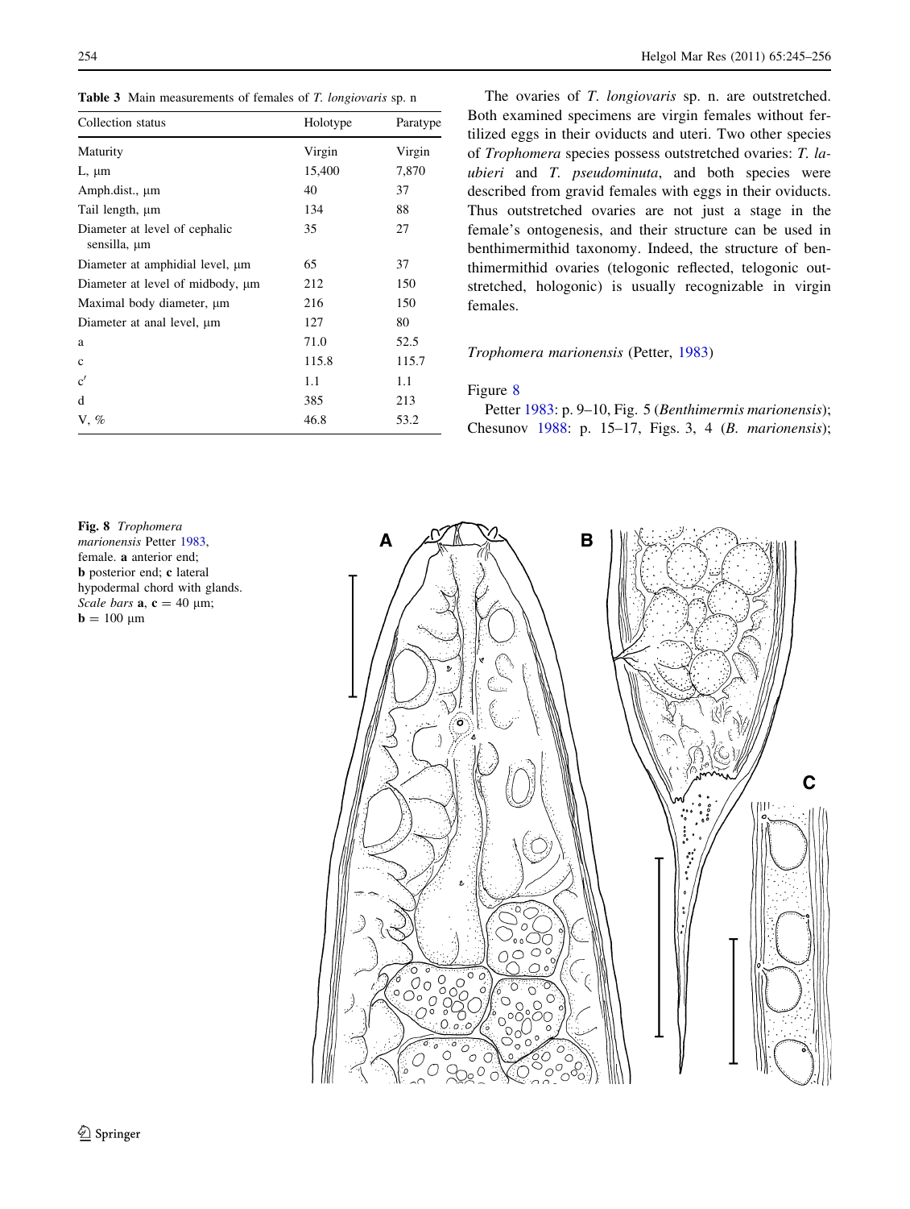**Table 3** Main measurements of females of *T. longiovaris* sp. n

| Collection status | Holotype | Paratype |
|---|---|---|
| Maturity | Virgin | Virgin |
| L, µm | 15,400 | 7,870 |
| Amph.dist., µm | 40 | 37 |
| Tail length, µm | 134 | 88 |
| Diameter at level of cephalic sensilla, µm | 35 | 27 |
| Diameter at amphidial level, µm | 65 | 37 |
| Diameter at level of midbody, µm | 212 | 150 |
| Maximal body diameter, µm | 216 | 150 |
| Diameter at anal level, µm | 127 | 80 |
| a | 71.0 | 52.5 |
| c | 115.8 | 115.7 |
| c′ | 1.1 | 1.1 |
| d | 385 | 213 |
| V, % | 46.8 | 53.2 |

The ovaries of *T. longiovaris* sp. n. are outstretched. Both examined specimens are virgin females without fertilized eggs in their oviducts and uteri. Two other species of *Trophomera* species possess outstretched ovaries: *T. laubieri* and *T. pseudominuta*, and both species were described from gravid females with eggs in their oviducts. Thus outstretched ovaries are not just a stage in the female's ontogenesis, and their structure can be used in benthimermithid taxonomy. Indeed, the structure of benthimermithid ovaries (telogonic reflected, telogonic outstretched, hologonic) is usually recognizable in virgin females.

*Trophomera marionensis* (Petter, 1983)

Figure 8

Petter 1983: p. 9–10, Fig. 5 (*Benthimermis marionensis*); Chesunov 1988: p. 15–17, Figs. 3, 4 (*B. marionensis*);

**Fig. 8** *Trophomera marionensis* Petter 1983, female. **a** anterior end; **b** posterior end; **c** lateral hypodermal chord with glands. *Scale bars* **a**, **c** = 40 µm; **b** = 100 µm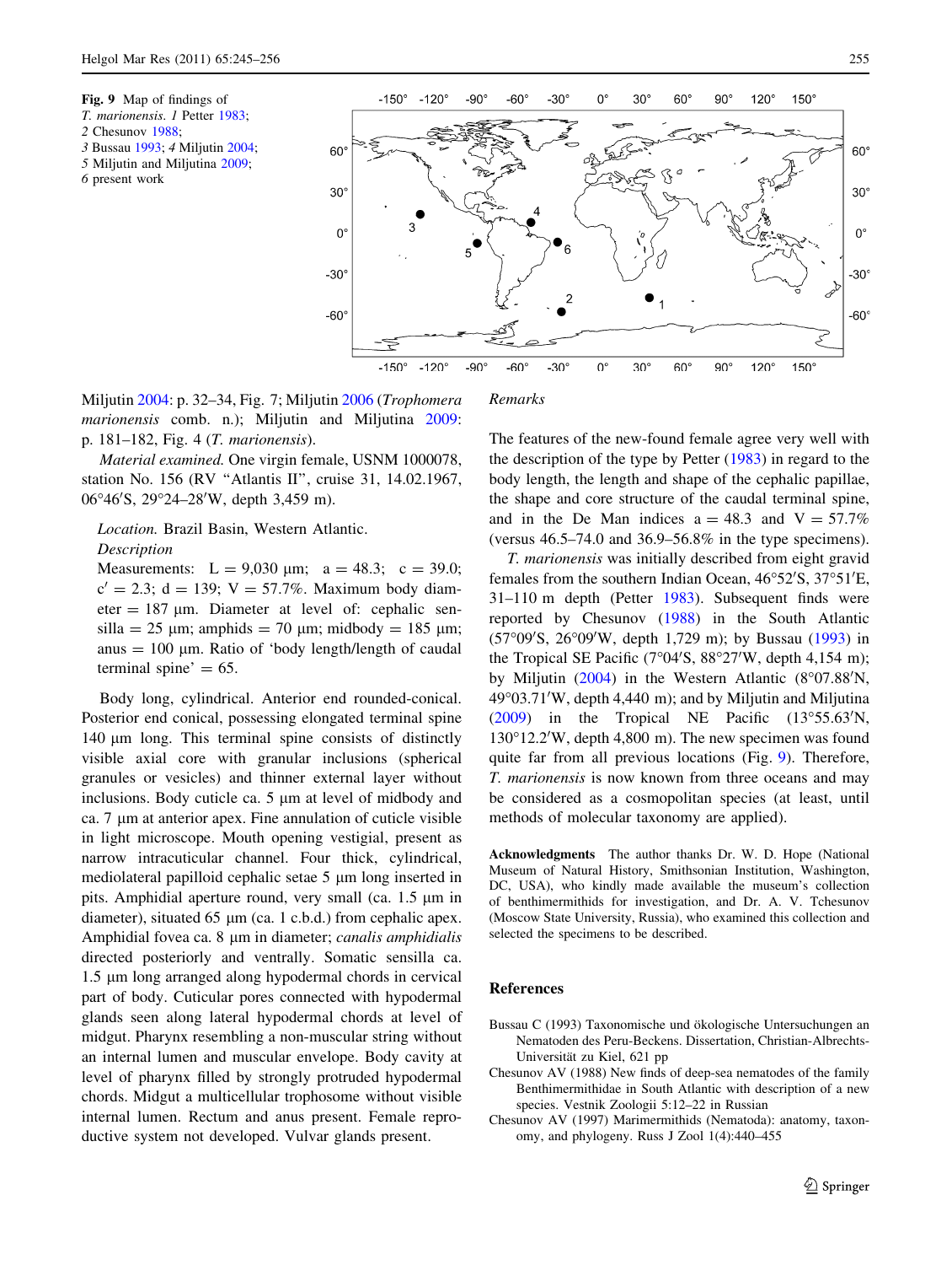Fig. 9 Map of findings of *T. marionensis*. *1* Petter 1983; *2* Chesunov 1988; *3* Bussau 1993; *4* Miljutin 2004; *5* Miljutin and Miljutina 2009; *6* present work

Miljutin 2004: p. 32–34, Fig. 7; Miljutin 2006 (*Trophomera marionensis* comb. n.); Miljutin and Miljutina 2009: p. 181–182, Fig. 4 (*T. marionensis*).

*Material examined.* One virgin female, USNM 1000078, station No. 156 (RV "Atlantis II", cruise 31, 14.02.1967, 06°46′S, 29°24–28′W, depth 3,459 m).

*Location.* Brazil Basin, Western Atlantic.

*Description*

Measurements: L = 9,030 μm; a = 48.3; c = 39.0; c′ = 2.3; d = 139; V = 57.7%. Maximum body diameter = 187 μm. Diameter at level of: cephalic sensilla = 25 μm; amphids = 70 μm; midbody = 185 μm; anus = 100 μm. Ratio of 'body length/length of caudal terminal spine' = 65.

Body long, cylindrical. Anterior end rounded-conical. Posterior end conical, possessing elongated terminal spine 140 μm long. This terminal spine consists of distinctly visible axial core with granular inclusions (spherical granules or vesicles) and thinner external layer without inclusions. Body cuticle ca. 5 μm at level of midbody and ca. 7 μm at anterior apex. Fine annulation of cuticle visible in light microscope. Mouth opening vestigial, present as narrow intracuticular channel. Four thick, cylindrical, mediolateral papilloid cephalic setae 5 μm long inserted in pits. Amphidial aperture round, very small (ca. 1.5 μm in diameter), situated 65 μm (ca. 1 c.b.d.) from cephalic apex. Amphidial fovea ca. 8 μm in diameter; *canalis amphidialis* directed posteriorly and ventrally. Somatic sensilla ca. 1.5 μm long arranged along hypodermal chords in cervical part of body. Cuticular pores connected with hypodermal glands seen along lateral hypodermal chords at level of midgut. Pharynx resembling a non-muscular string without an internal lumen and muscular envelope. Body cavity at level of pharynx filled by strongly protruded hypodermal chords. Midgut a multicellular trophosome without visible internal lumen. Rectum and anus present. Female reproductive system not developed. Vulvar glands present.

*Remarks*

The features of the new-found female agree very well with the description of the type by Petter (1983) in regard to the body length, the length and shape of the cephalic papillae, the shape and core structure of the caudal terminal spine, and in the De Man indices a = 48.3 and V = 57.7% (versus 46.5–74.0 and 36.9–56.8% in the type specimens).

*T. marionensis* was initially described from eight gravid females from the southern Indian Ocean, 46°52′S, 37°51′E, 31–110 m depth (Petter 1983). Subsequent finds were reported by Chesunov (1988) in the South Atlantic (57°09′S, 26°09′W, depth 1,729 m); by Bussau (1993) in the Tropical SE Pacific (7°04′S, 88°27′W, depth 4,154 m); by Miljutin (2004) in the Western Atlantic (8°07.88′N, 49°03.71′W, depth 4,440 m); and by Miljutin and Miljutina (2009) in the Tropical NE Pacific (13°55.63′N, 130°12.2′W, depth 4,800 m). The new specimen was found quite far from all previous locations (Fig. 9). Therefore, *T. marionensis* is now known from three oceans and may be considered as a cosmopolitan species (at least, until methods of molecular taxonomy are applied).

**Acknowledgments** The author thanks Dr. W. D. Hope (National Museum of Natural History, Smithsonian Institution, Washington, DC, USA), who kindly made available the museum's collection of benthimermithids for investigation, and Dr. A. V. Tchesunov (Moscow State University, Russia), who examined this collection and selected the specimens to be described.

## References

Bussau C (1993) Taxonomische und ökologische Untersuchungen an Nematoden des Peru-Beckens. Dissertation, Christian-Albrechts-Universität zu Kiel, 621 pp

Chesunov AV (1988) New finds of deep-sea nematodes of the family Benthimermithidae in South Atlantic with description of a new species. Vestnik Zoologii 5:12–22 in Russian

Chesunov AV (1997) Marimermithids (Nematoda): anatomy, taxonomy, and phylogeny. Russ J Zool 1(4):440–455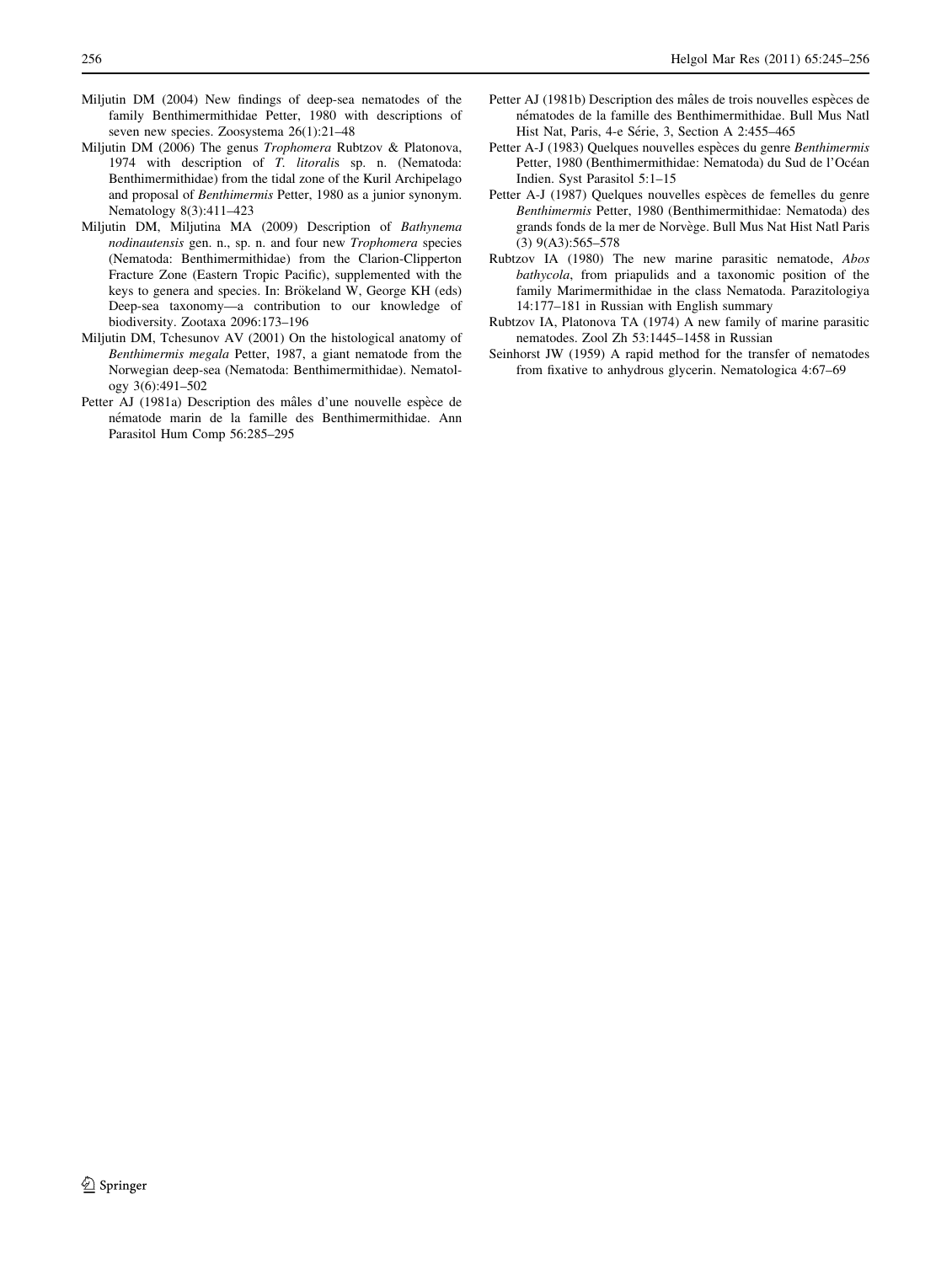Miljutin DM (2004) New findings of deep-sea nematodes of the family Benthimermithidae Petter, 1980 with descriptions of seven new species. Zoosystema 26(1):21–48

Miljutin DM (2006) The genus *Trophomera* Rubtzov & Platonova, 1974 with description of *T. litoralis* sp. n. (Nematoda: Benthimermithidae) from the tidal zone of the Kuril Archipelago and proposal of *Benthimermis* Petter, 1980 as a junior synonym. Nematology 8(3):411–423

Miljutin DM, Miljutina MA (2009) Description of *Bathynema nodinautensis* gen. n., sp. n. and four new *Trophomera* species (Nematoda: Benthimermithidae) from the Clarion-Clipperton Fracture Zone (Eastern Tropic Pacific), supplemented with the keys to genera and species. In: Brökeland W, George KH (eds) Deep-sea taxonomy—a contribution to our knowledge of biodiversity. Zootaxa 2096:173–196

Miljutin DM, Tchesunov AV (2001) On the histological anatomy of *Benthimermis megala* Petter, 1987, a giant nematode from the Norwegian deep-sea (Nematoda: Benthimermithidae). Nematology 3(6):491–502

Petter AJ (1981a) Description des mâles d'une nouvelle espèce de nématode marin de la famille des Benthimermithidae. Ann Parasitol Hum Comp 56:285–295

Petter AJ (1981b) Description des mâles de trois nouvelles espèces de nématodes de la famille des Benthimermithidae. Bull Mus Natl Hist Nat, Paris, 4-e Série, 3, Section A 2:455–465

Petter A-J (1983) Quelques nouvelles espèces du genre *Benthimermis* Petter, 1980 (Benthimermithidae: Nematoda) du Sud de l'Océan Indien. Syst Parasitol 5:1–15

Petter A-J (1987) Quelques nouvelles espèces de femelles du genre *Benthimermis* Petter, 1980 (Benthimermithidae: Nematoda) des grands fonds de la mer de Norvège. Bull Mus Nat Hist Natl Paris (3) 9(A3):565–578

Rubtzov IA (1980) The new marine parasitic nematode, *Abos bathycola*, from priapulids and a taxonomic position of the family Marimermithidae in the class Nematoda. Parazitologiya 14:177–181 in Russian with English summary

Rubtzov IA, Platonova TA (1974) A new family of marine parasitic nematodes. Zool Zh 53:1445–1458 in Russian

Seinhorst JW (1959) A rapid method for the transfer of nematodes from fixative to anhydrous glycerin. Nematologica 4:67–69